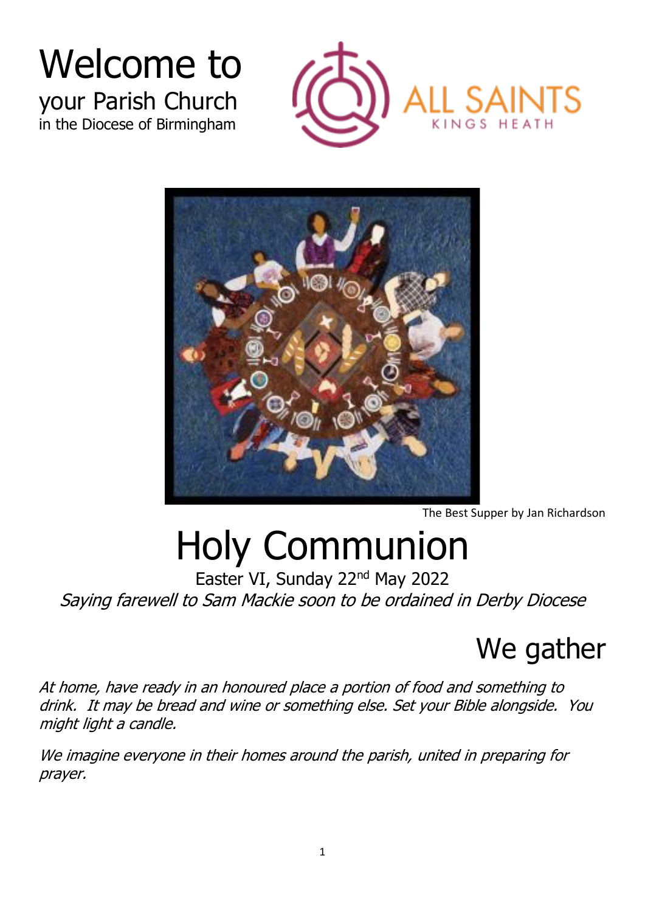# Welcome to

## your Parish Church

in the Diocese of Birmingham

ALL SAINTS
KINGS HEATH

The Best Supper by Jan Richardson

# Holy Communion

Easter VI, Sunday 22nd May 2022

*Saying farewell to Sam Mackie soon to be ordained in Derby Diocese*

## We gather

*At home, have ready in an honoured place a portion of food and something to drink. It may be bread and wine or something else. Set your Bible alongside. You might light a candle.*

*We imagine everyone in their homes around the parish, united in preparing for prayer.*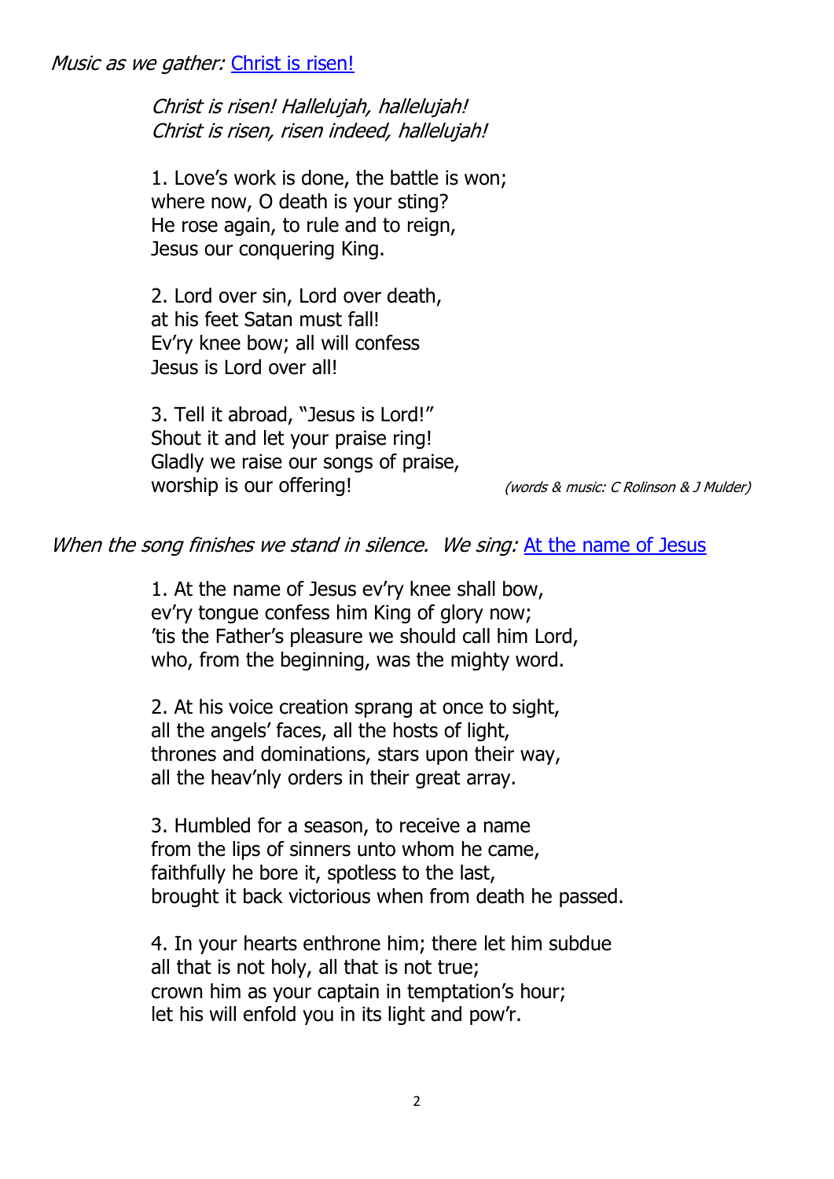*Music as we gather:* Christ is risen!

*Christ is risen! Hallelujah, hallelujah!*
*Christ is risen, risen indeed, hallelujah!*

1. Love's work is done, the battle is won;
where now, O death is your sting?
He rose again, to rule and to reign,
Jesus our conquering King.

2. Lord over sin, Lord over death,
at his feet Satan must fall!
Ev'ry knee bow; all will confess
Jesus is Lord over all!

3. Tell it abroad, "Jesus is Lord!"
Shout it and let your praise ring!
Gladly we raise our songs of praise,
worship is our offering!

*(words & music: C Rolinson & J Mulder)*

*When the song finishes we stand in silence. We sing:* At the name of Jesus

1. At the name of Jesus ev'ry knee shall bow,
ev'ry tongue confess him King of glory now;
'tis the Father's pleasure we should call him Lord,
who, from the beginning, was the mighty word.

2. At his voice creation sprang at once to sight,
all the angels' faces, all the hosts of light,
thrones and dominations, stars upon their way,
all the heav'nly orders in their great array.

3. Humbled for a season, to receive a name
from the lips of sinners unto whom he came,
faithfully he bore it, spotless to the last,
brought it back victorious when from death he passed.

4. In your hearts enthrone him; there let him subdue
all that is not holy, all that is not true;
crown him as your captain in temptation's hour;
let his will enfold you in its light and pow'r.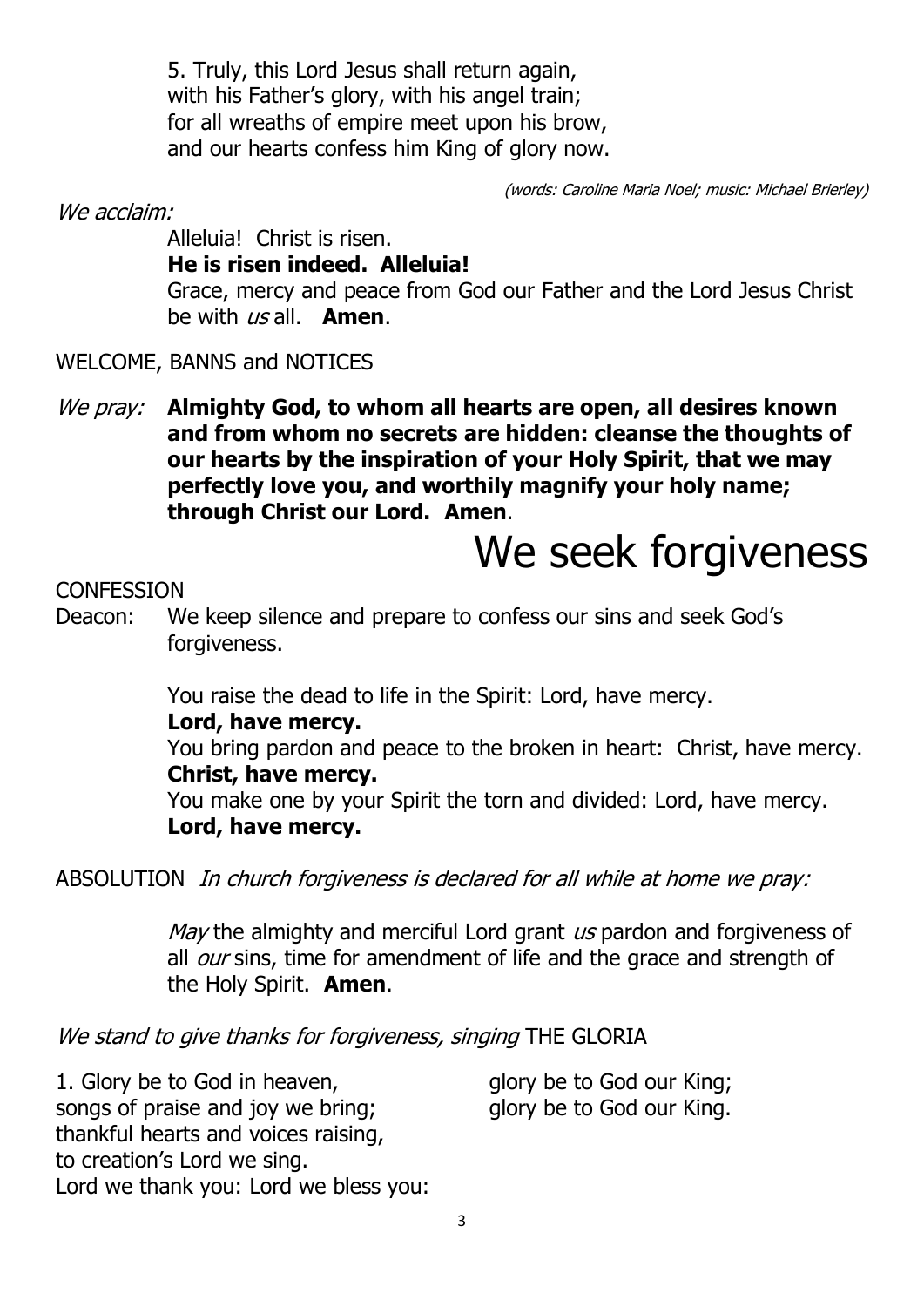5. Truly, this Lord Jesus shall return again,
with his Father's glory, with his angel train;
for all wreaths of empire meet upon his brow,
and our hearts confess him King of glory now.

*(words: Caroline Maria Noel; music: Michael Brierley)*

*We acclaim:*

Alleluia! Christ is risen.
**He is risen indeed. Alleluia!**
Grace, mercy and peace from God our Father and the Lord Jesus Christ be with *us* all. **Amen**.

WELCOME, BANNS and NOTICES

*We pray:* **Almighty God, to whom all hearts are open, all desires known and from whom no secrets are hidden: cleanse the thoughts of our hearts by the inspiration of your Holy Spirit, that we may perfectly love you, and worthily magnify your holy name; through Christ our Lord. Amen**.

# We seek forgiveness

CONFESSION

Deacon: We keep silence and prepare to confess our sins and seek God's forgiveness.

You raise the dead to life in the Spirit: Lord, have mercy.
**Lord, have mercy.**
You bring pardon and peace to the broken in heart: Christ, have mercy.
**Christ, have mercy.**
You make one by your Spirit the torn and divided: Lord, have mercy.
**Lord, have mercy.**

ABSOLUTION *In church forgiveness is declared for all while at home we pray:*

*May* the almighty and merciful Lord grant *us* pardon and forgiveness of all *our* sins, time for amendment of life and the grace and strength of the Holy Spirit. **Amen**.

*We stand to give thanks for forgiveness, singing* THE GLORIA

1. Glory be to God in heaven,
songs of praise and joy we bring;
thankful hearts and voices raising,
to creation's Lord we sing.
Lord we thank you: Lord we bless you:
glory be to God our King;
glory be to God our King.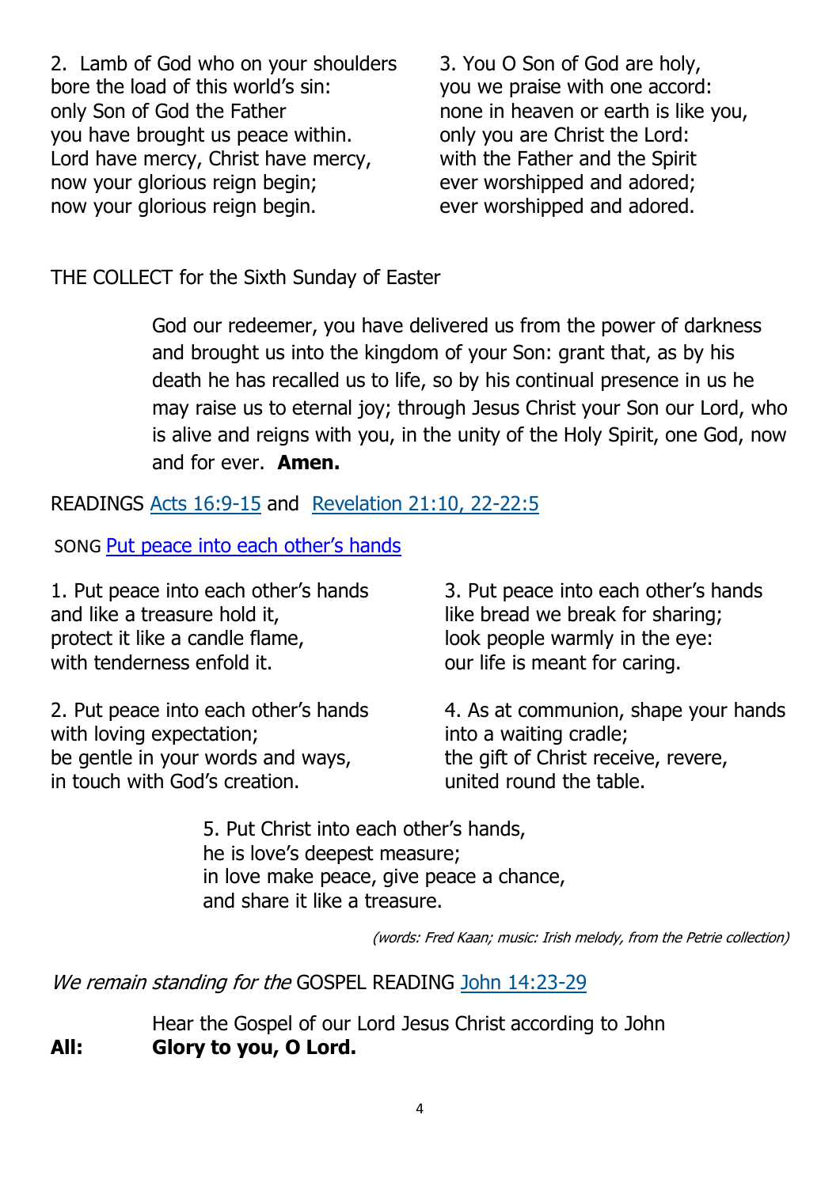2. Lamb of God who on your shoulders
bore the load of this world's sin:
only Son of God the Father
you have brought us peace within.
Lord have mercy, Christ have mercy,
now your glorious reign begin;
now your glorious reign begin.

3. You O Son of God are holy,
you we praise with one accord:
none in heaven or earth is like you,
only you are Christ the Lord:
with the Father and the Spirit
ever worshipped and adored;
ever worshipped and adored.

THE COLLECT for the Sixth Sunday of Easter

God our redeemer, you have delivered us from the power of darkness and brought us into the kingdom of your Son: grant that, as by his death he has recalled us to life, so by his continual presence in us he may raise us to eternal joy; through Jesus Christ your Son our Lord, who is alive and reigns with you, in the unity of the Holy Spirit, one God, now and for ever. **Amen.**

READINGS Acts 16:9-15 and Revelation 21:10, 22-22:5

SONG Put peace into each other's hands

1. Put peace into each other's hands
and like a treasure hold it,
protect it like a candle flame,
with tenderness enfold it.

2. Put peace into each other's hands
with loving expectation;
be gentle in your words and ways,
in touch with God's creation.

3. Put peace into each other's hands
like bread we break for sharing;
look people warmly in the eye:
our life is meant for caring.

4. As at communion, shape your hands
into a waiting cradle;
the gift of Christ receive, revere,
united round the table.

5. Put Christ into each other's hands,
he is love's deepest measure;
in love make peace, give peace a chance,
and share it like a treasure.

*(words: Fred Kaan; music: Irish melody, from the Petrie collection)*

*We remain standing for the* GOSPEL READING John 14:23-29

Hear the Gospel of our Lord Jesus Christ according to John

**All: Glory to you, O Lord.**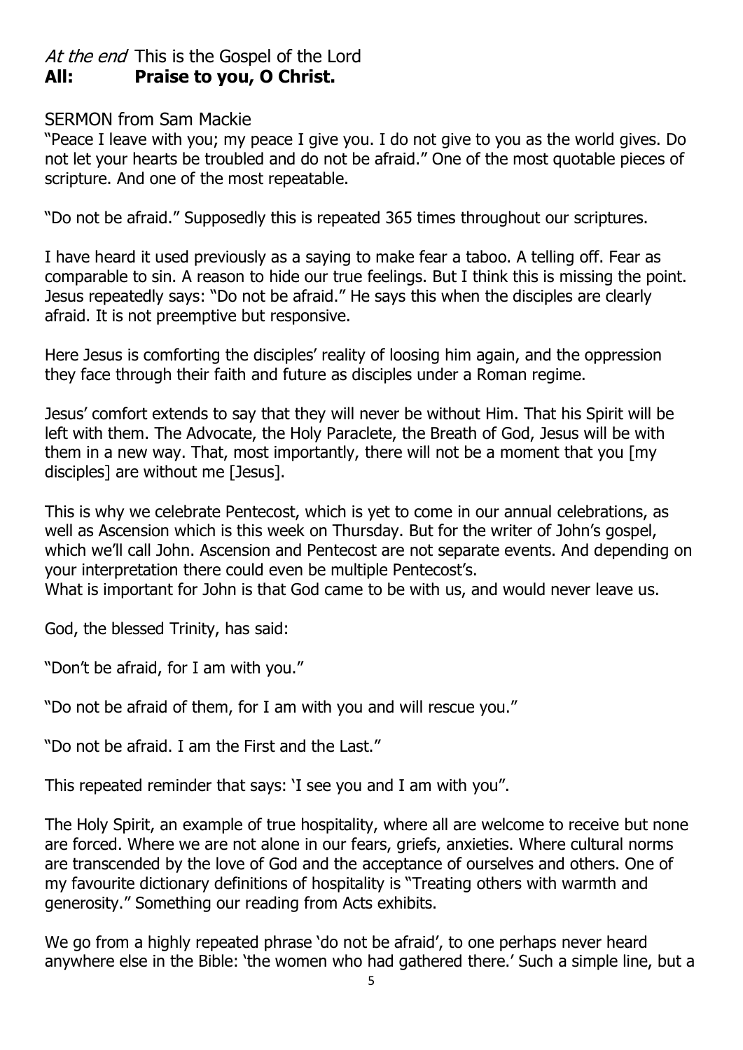*At the end* This is the Gospel of the Lord
**All: Praise to you, O Christ.**

SERMON from Sam Mackie

"Peace I leave with you; my peace I give you. I do not give to you as the world gives. Do not let your hearts be troubled and do not be afraid." One of the most quotable pieces of scripture. And one of the most repeatable.

"Do not be afraid." Supposedly this is repeated 365 times throughout our scriptures.

I have heard it used previously as a saying to make fear a taboo. A telling off. Fear as comparable to sin. A reason to hide our true feelings. But I think this is missing the point. Jesus repeatedly says: "Do not be afraid." He says this when the disciples are clearly afraid. It is not preemptive but responsive.

Here Jesus is comforting the disciples' reality of loosing him again, and the oppression they face through their faith and future as disciples under a Roman regime.

Jesus' comfort extends to say that they will never be without Him. That his Spirit will be left with them. The Advocate, the Holy Paraclete, the Breath of God, Jesus will be with them in a new way. That, most importantly, there will not be a moment that you [my disciples] are without me [Jesus].

This is why we celebrate Pentecost, which is yet to come in our annual celebrations, as well as Ascension which is this week on Thursday. But for the writer of John's gospel, which we'll call John. Ascension and Pentecost are not separate events. And depending on your interpretation there could even be multiple Pentecost's.
What is important for John is that God came to be with us, and would never leave us.

God, the blessed Trinity, has said:

"Don't be afraid, for I am with you."

"Do not be afraid of them, for I am with you and will rescue you."

"Do not be afraid. I am the First and the Last."

This repeated reminder that says: 'I see you and I am with you".

The Holy Spirit, an example of true hospitality, where all are welcome to receive but none are forced. Where we are not alone in our fears, griefs, anxieties. Where cultural norms are transcended by the love of God and the acceptance of ourselves and others. One of my favourite dictionary definitions of hospitality is "Treating others with warmth and generosity." Something our reading from Acts exhibits.

We go from a highly repeated phrase 'do not be afraid', to one perhaps never heard anywhere else in the Bible: 'the women who had gathered there.' Such a simple line, but a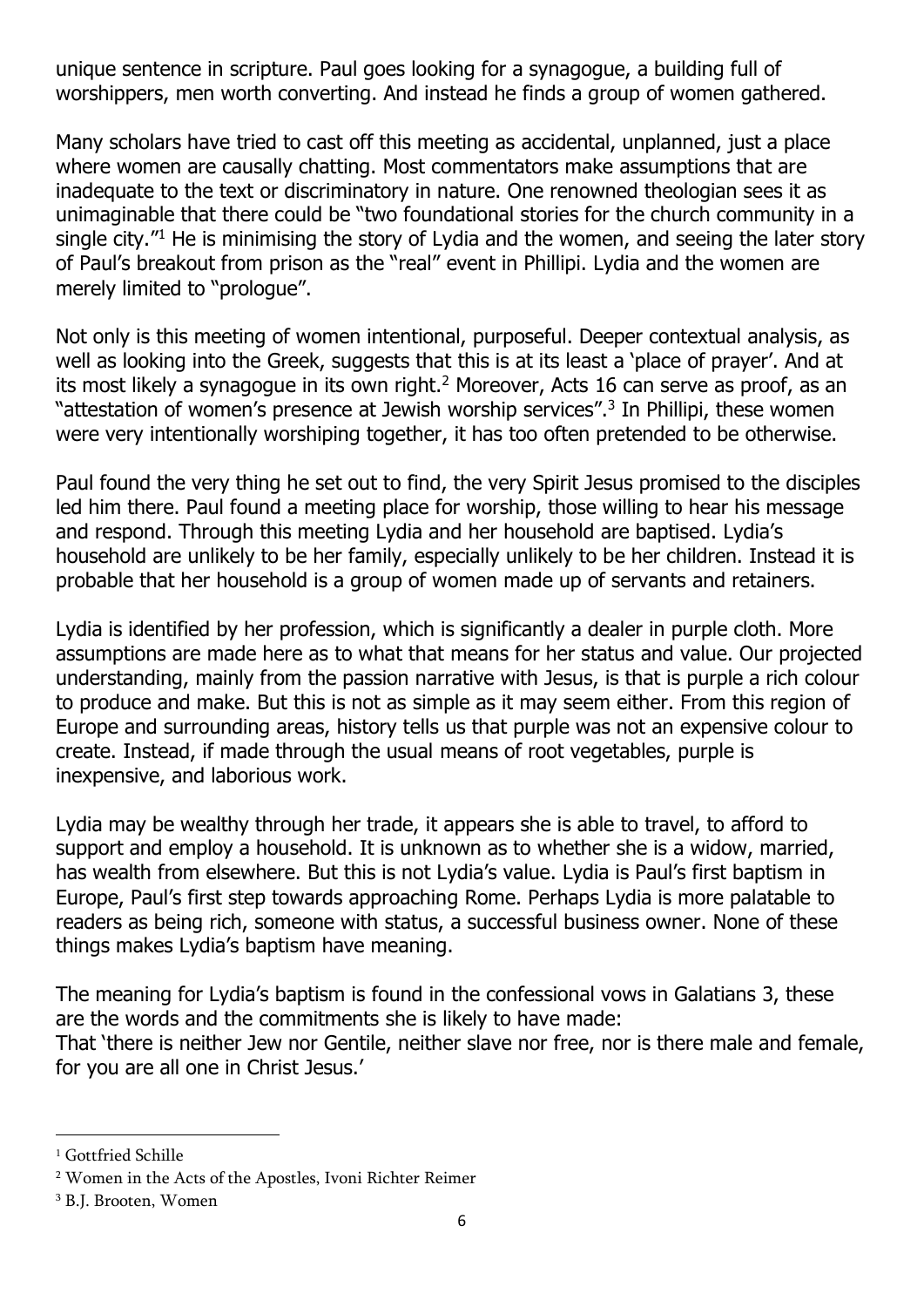unique sentence in scripture. Paul goes looking for a synagogue, a building full of worshippers, men worth converting. And instead he finds a group of women gathered.

Many scholars have tried to cast off this meeting as accidental, unplanned, just a place where women are causally chatting. Most commentators make assumptions that are inadequate to the text or discriminatory in nature. One renowned theologian sees it as unimaginable that there could be "two foundational stories for the church community in a single city."[1] He is minimising the story of Lydia and the women, and seeing the later story of Paul's breakout from prison as the "real" event in Phillipi. Lydia and the women are merely limited to "prologue".

Not only is this meeting of women intentional, purposeful. Deeper contextual analysis, as well as looking into the Greek, suggests that this is at its least a 'place of prayer'. And at its most likely a synagogue in its own right.[2] Moreover, Acts 16 can serve as proof, as an "attestation of women's presence at Jewish worship services".[3] In Phillipi, these women were very intentionally worshiping together, it has too often pretended to be otherwise.

Paul found the very thing he set out to find, the very Spirit Jesus promised to the disciples led him there. Paul found a meeting place for worship, those willing to hear his message and respond. Through this meeting Lydia and her household are baptised. Lydia's household are unlikely to be her family, especially unlikely to be her children. Instead it is probable that her household is a group of women made up of servants and retainers.

Lydia is identified by her profession, which is significantly a dealer in purple cloth. More assumptions are made here as to what that means for her status and value. Our projected understanding, mainly from the passion narrative with Jesus, is that is purple a rich colour to produce and make. But this is not as simple as it may seem either. From this region of Europe and surrounding areas, history tells us that purple was not an expensive colour to create. Instead, if made through the usual means of root vegetables, purple is inexpensive, and laborious work.

Lydia may be wealthy through her trade, it appears she is able to travel, to afford to support and employ a household. It is unknown as to whether she is a widow, married, has wealth from elsewhere. But this is not Lydia's value. Lydia is Paul's first baptism in Europe, Paul's first step towards approaching Rome. Perhaps Lydia is more palatable to readers as being rich, someone with status, a successful business owner. None of these things makes Lydia's baptism have meaning.

The meaning for Lydia's baptism is found in the confessional vows in Galatians 3, these are the words and the commitments she is likely to have made:
That 'there is neither Jew nor Gentile, neither slave nor free, nor is there male and female, for you are all one in Christ Jesus.'

---

[1] Gottfried Schille

[2] Women in the Acts of the Apostles, Ivoni Richter Reimer

[3] B.J. Brooten, Women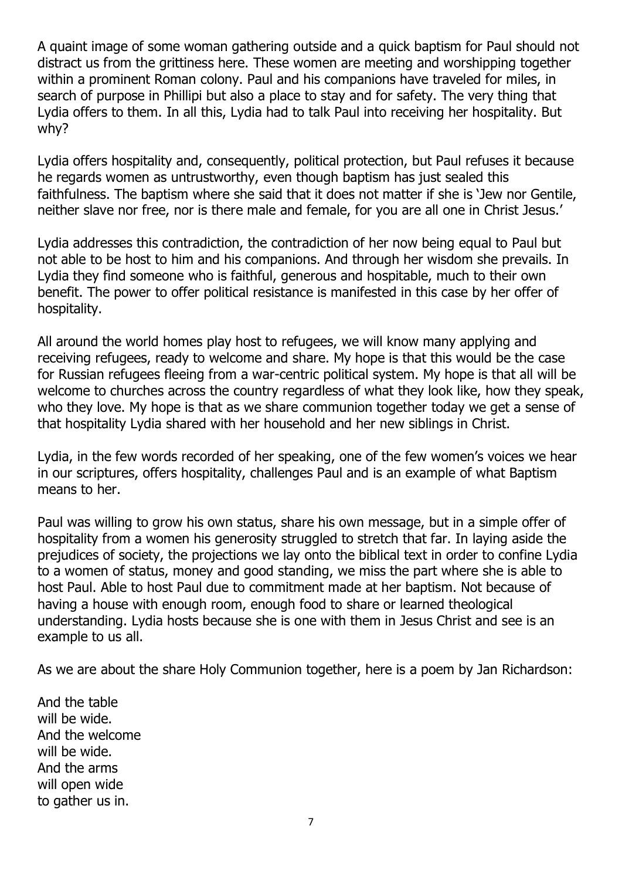A quaint image of some woman gathering outside and a quick baptism for Paul should not distract us from the grittiness here. These women are meeting and worshipping together within a prominent Roman colony. Paul and his companions have traveled for miles, in search of purpose in Phillipi but also a place to stay and for safety. The very thing that Lydia offers to them. In all this, Lydia had to talk Paul into receiving her hospitality. But why?

Lydia offers hospitality and, consequently, political protection, but Paul refuses it because he regards women as untrustworthy, even though baptism has just sealed this faithfulness. The baptism where she said that it does not matter if she is 'Jew nor Gentile, neither slave nor free, nor is there male and female, for you are all one in Christ Jesus.'

Lydia addresses this contradiction, the contradiction of her now being equal to Paul but not able to be host to him and his companions. And through her wisdom she prevails. In Lydia they find someone who is faithful, generous and hospitable, much to their own benefit. The power to offer political resistance is manifested in this case by her offer of hospitality.

All around the world homes play host to refugees, we will know many applying and receiving refugees, ready to welcome and share. My hope is that this would be the case for Russian refugees fleeing from a war-centric political system. My hope is that all will be welcome to churches across the country regardless of what they look like, how they speak, who they love. My hope is that as we share communion together today we get a sense of that hospitality Lydia shared with her household and her new siblings in Christ.

Lydia, in the few words recorded of her speaking, one of the few women's voices we hear in our scriptures, offers hospitality, challenges Paul and is an example of what Baptism means to her.

Paul was willing to grow his own status, share his own message, but in a simple offer of hospitality from a women his generosity struggled to stretch that far. In laying aside the prejudices of society, the projections we lay onto the biblical text in order to confine Lydia to a women of status, money and good standing, we miss the part where she is able to host Paul. Able to host Paul due to commitment made at her baptism. Not because of having a house with enough room, enough food to share or learned theological understanding. Lydia hosts because she is one with them in Jesus Christ and see is an example to us all.

As we are about the share Holy Communion together, here is a poem by Jan Richardson:

And the table  
will be wide.  
And the welcome  
will be wide.  
And the arms  
will open wide  
to gather us in.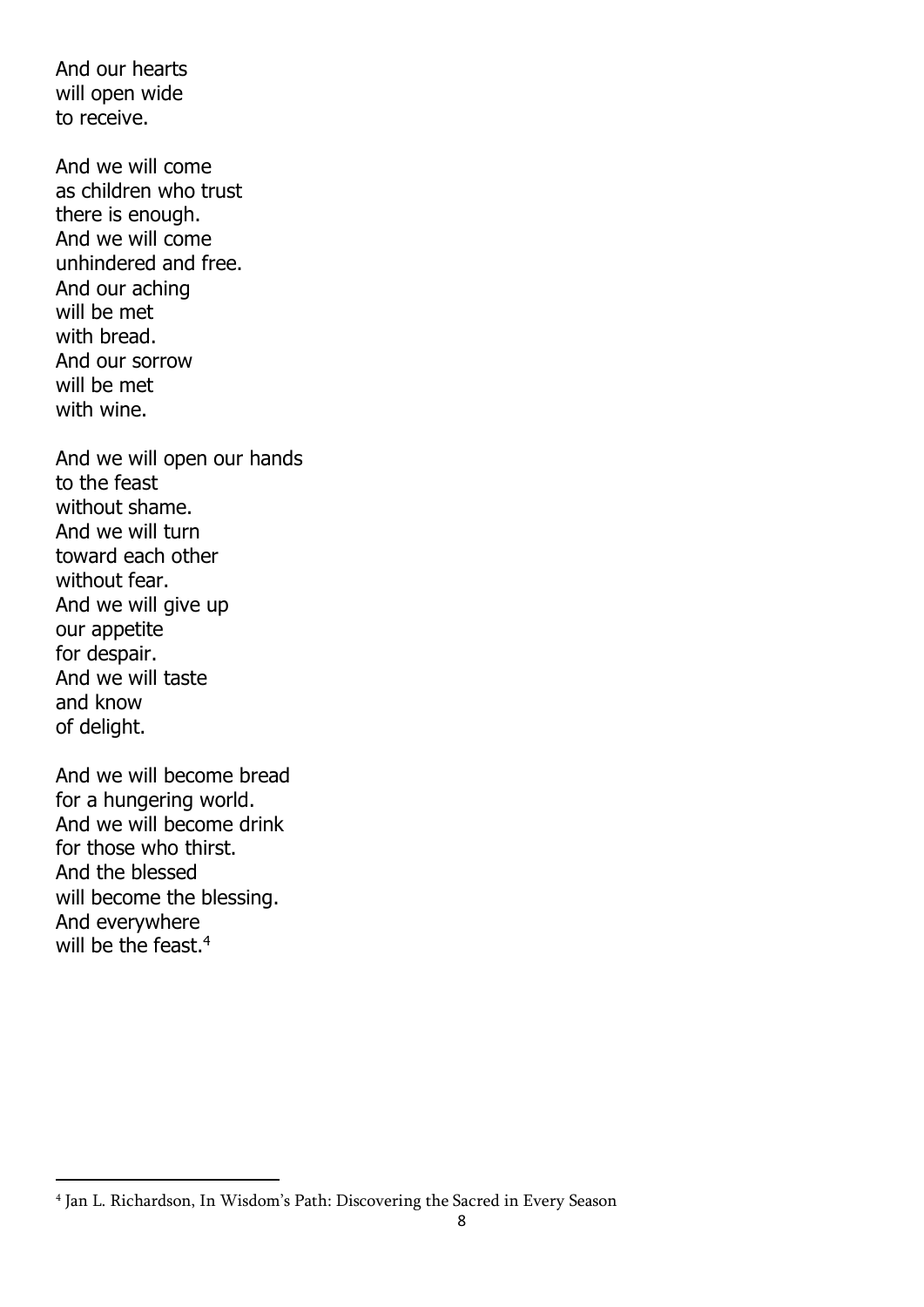And our hearts  
will open wide  
to receive.

And we will come  
as children who trust  
there is enough.  
And we will come  
unhindered and free.  
And our aching  
will be met  
with bread.  
And our sorrow  
will be met  
with wine.

And we will open our hands  
to the feast  
without shame.  
And we will turn  
toward each other  
without fear.  
And we will give up  
our appetite  
for despair.  
And we will taste  
and know  
of delight.

And we will become bread  
for a hungering world.  
And we will become drink  
for those who thirst.  
And the blessed  
will become the blessing.  
And everywhere  
will be the feast.[4]

---

[4] Jan L. Richardson, In Wisdom's Path: Discovering the Sacred in Every Season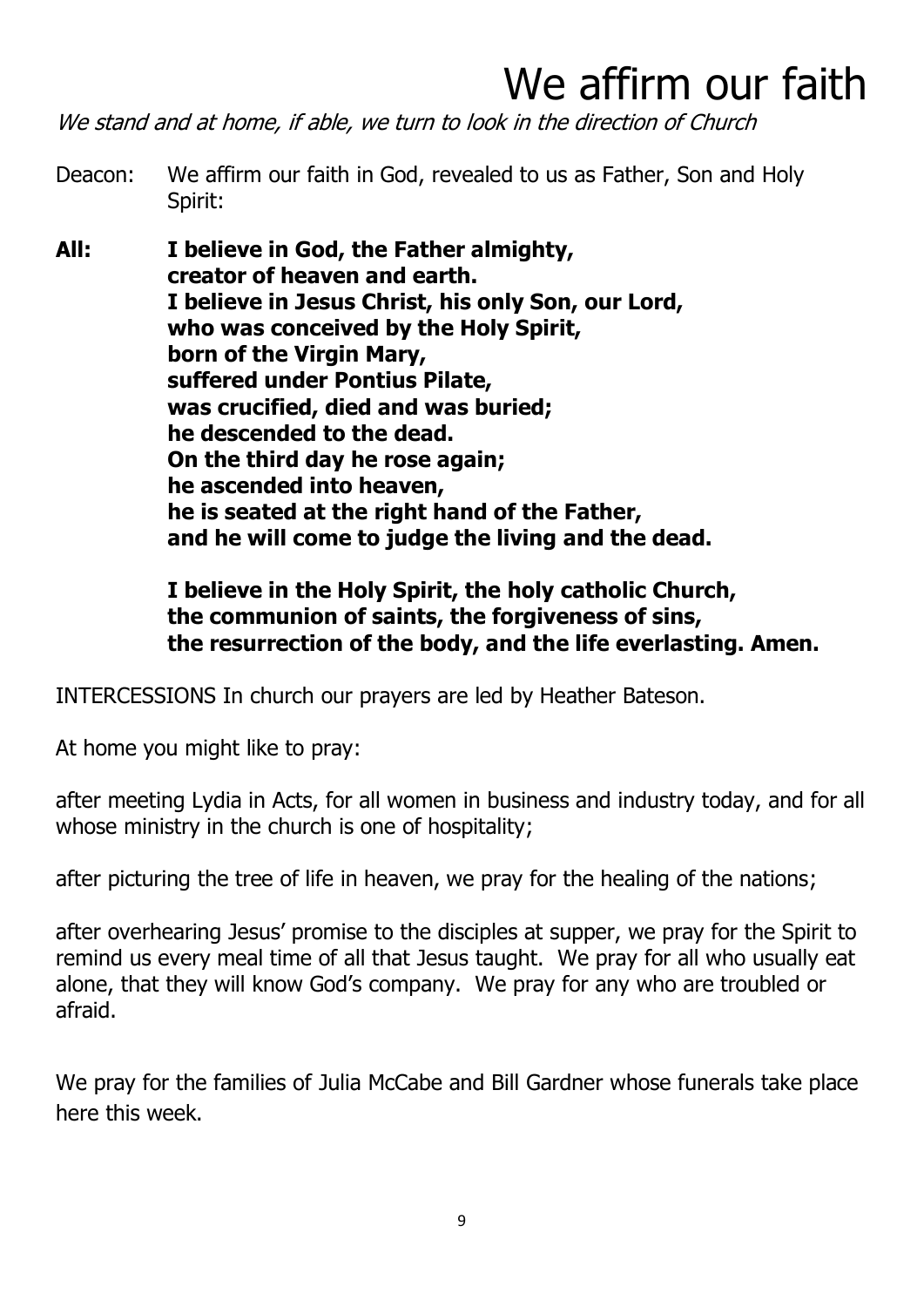# We affirm our faith

*We stand and at home, if able, we turn to look in the direction of Church*

Deacon: We affirm our faith in God, revealed to us as Father, Son and Holy Spirit:

**All: I believe in God, the Father almighty,
creator of heaven and earth.
I believe in Jesus Christ, his only Son, our Lord,
who was conceived by the Holy Spirit,
born of the Virgin Mary,
suffered under Pontius Pilate,
was crucified, died and was buried;
he descended to the dead.
On the third day he rose again;
he ascended into heaven,
he is seated at the right hand of the Father,
and he will come to judge the living and the dead.**

**I believe in the Holy Spirit, the holy catholic Church,
the communion of saints, the forgiveness of sins,
the resurrection of the body, and the life everlasting. Amen.**

INTERCESSIONS In church our prayers are led by Heather Bateson.

At home you might like to pray:

after meeting Lydia in Acts, for all women in business and industry today, and for all whose ministry in the church is one of hospitality;

after picturing the tree of life in heaven, we pray for the healing of the nations;

after overhearing Jesus' promise to the disciples at supper, we pray for the Spirit to remind us every meal time of all that Jesus taught. We pray for all who usually eat alone, that they will know God's company. We pray for any who are troubled or afraid.

We pray for the families of Julia McCabe and Bill Gardner whose funerals take place here this week.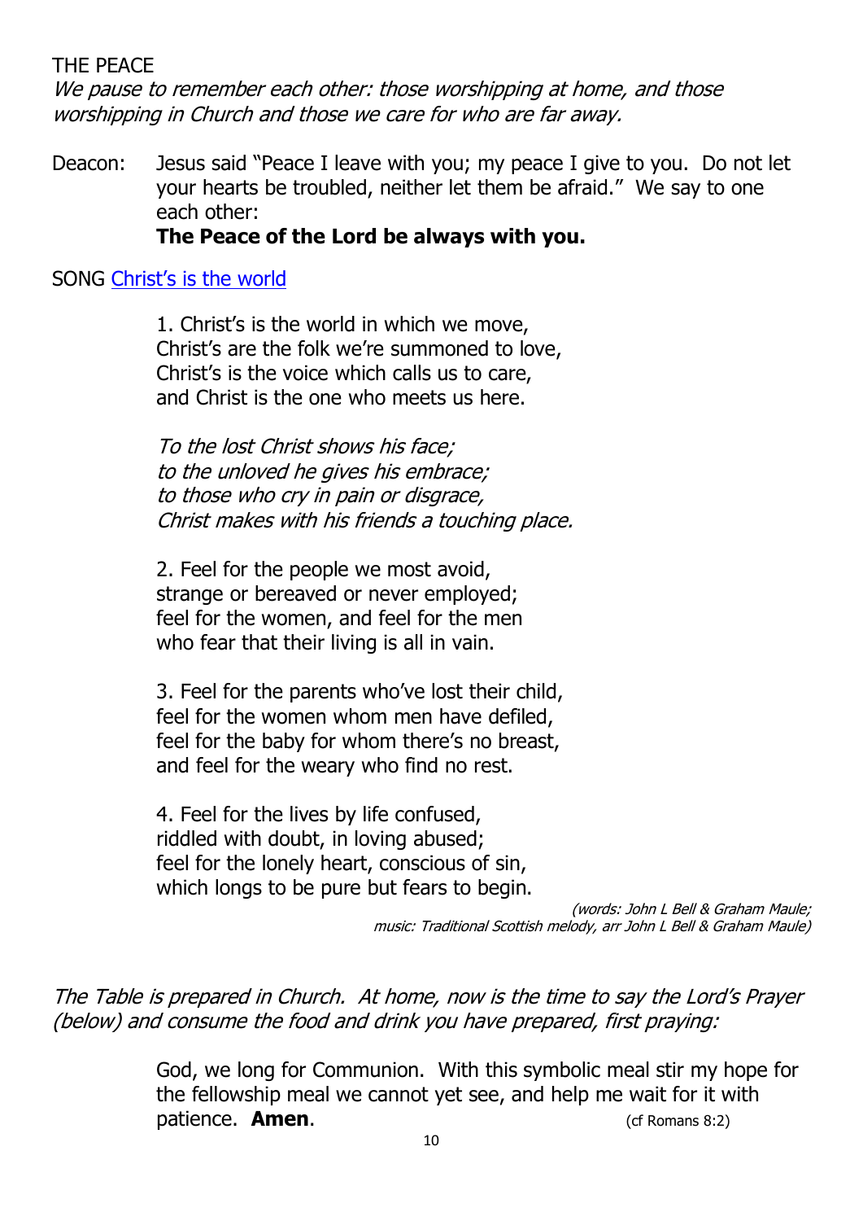THE PEACE

*We pause to remember each other: those worshipping at home, and those worshipping in Church and those we care for who are far away.*

Deacon: Jesus said "Peace I leave with you; my peace I give to you. Do not let your hearts be troubled, neither let them be afraid." We say to one each other:
**The Peace of the Lord be always with you.**

SONG [Christ's is the world]

1. Christ's is the world in which we move,
Christ's are the folk we're summoned to love,
Christ's is the voice which calls us to care,
and Christ is the one who meets us here.

*To the lost Christ shows his face;*
*to the unloved he gives his embrace;*
*to those who cry in pain or disgrace,*
*Christ makes with his friends a touching place.*

2. Feel for the people we most avoid,
strange or bereaved or never employed;
feel for the women, and feel for the men
who fear that their living is all in vain.

3. Feel for the parents who've lost their child,
feel for the women whom men have defiled,
feel for the baby for whom there's no breast,
and feel for the weary who find no rest.

4. Feel for the lives by life confused,
riddled with doubt, in loving abused;
feel for the lonely heart, conscious of sin,
which longs to be pure but fears to begin.

*(words: John L Bell & Graham Maule;*
*music: Traditional Scottish melody, arr John L Bell & Graham Maule)*

*The Table is prepared in Church. At home, now is the time to say the Lord's Prayer (below) and consume the food and drink you have prepared, first praying:*

God, we long for Communion. With this symbolic meal stir my hope for the fellowship meal we cannot yet see, and help me wait for it with patience. **Amen**. (cf Romans 8:2)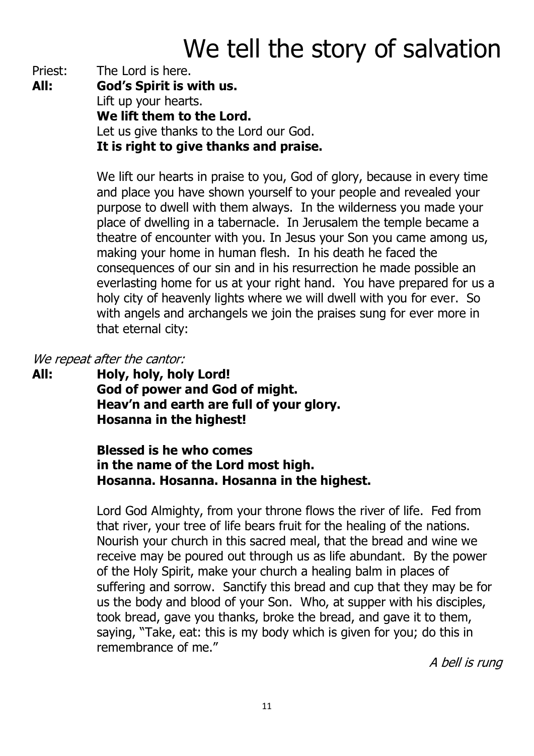# We tell the story of salvation

Priest: The Lord is here.
**All: God's Spirit is with us.**
Lift up your hearts.
**We lift them to the Lord.**
Let us give thanks to the Lord our God.
**It is right to give thanks and praise.**

We lift our hearts in praise to you, God of glory, because in every time and place you have shown yourself to your people and revealed your purpose to dwell with them always. In the wilderness you made your place of dwelling in a tabernacle. In Jerusalem the temple became a theatre of encounter with you. In Jesus your Son you came among us, making your home in human flesh. In his death he faced the consequences of our sin and in his resurrection he made possible an everlasting home for us at your right hand. You have prepared for us a holy city of heavenly lights where we will dwell with you for ever. So with angels and archangels we join the praises sung for ever more in that eternal city:

*We repeat after the cantor:*

**All: Holy, holy, holy Lord!
God of power and God of might.
Heav'n and earth are full of your glory.
Hosanna in the highest!**

**Blessed is he who comes
in the name of the Lord most high.
Hosanna. Hosanna. Hosanna in the highest.**

Lord God Almighty, from your throne flows the river of life. Fed from that river, your tree of life bears fruit for the healing of the nations. Nourish your church in this sacred meal, that the bread and wine we receive may be poured out through us as life abundant. By the power of the Holy Spirit, make your church a healing balm in places of suffering and sorrow. Sanctify this bread and cup that they may be for us the body and blood of your Son. Who, at supper with his disciples, took bread, gave you thanks, broke the bread, and gave it to them, saying, "Take, eat: this is my body which is given for you; do this in remembrance of me."

*A bell is rung*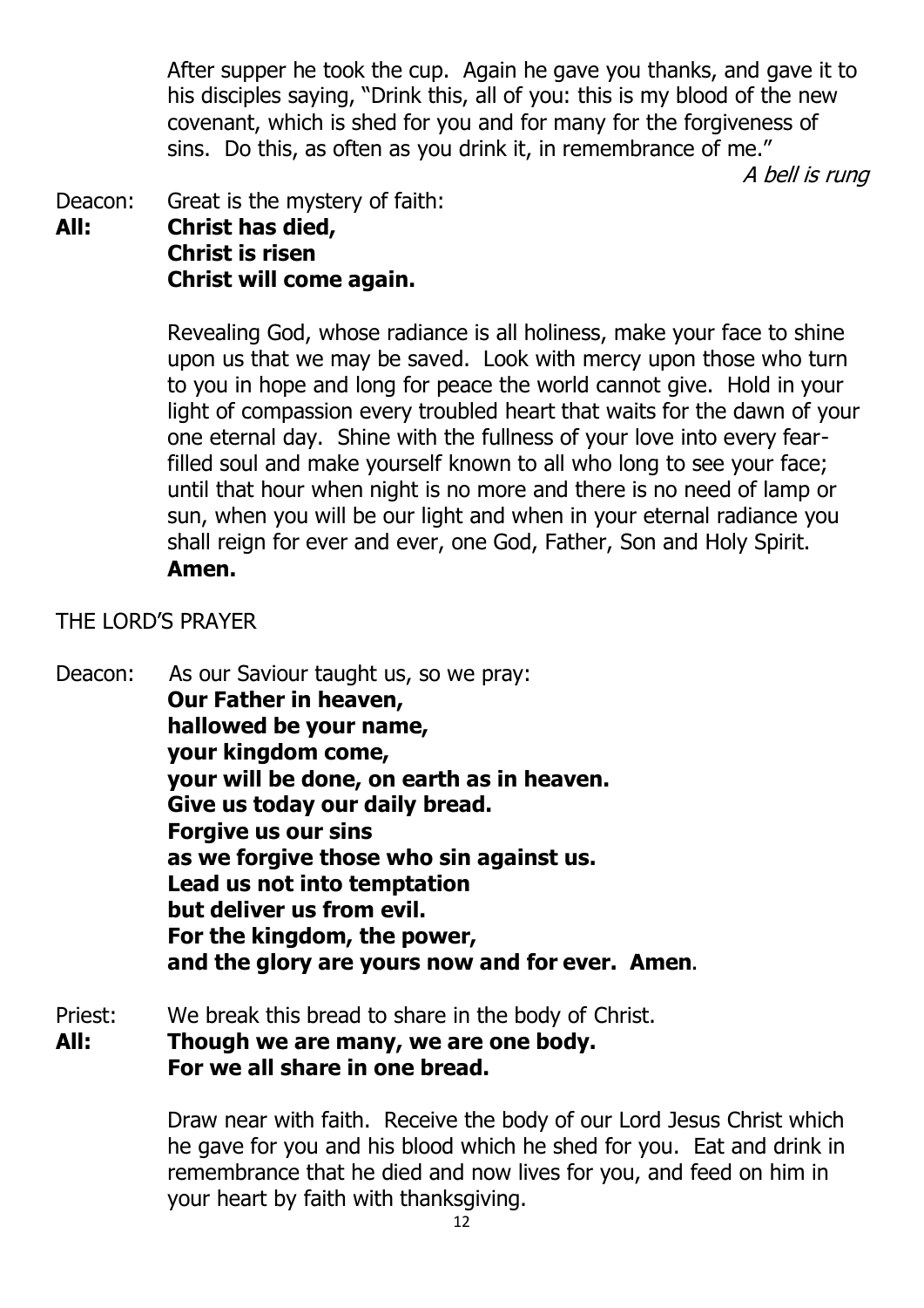After supper he took the cup. Again he gave you thanks, and gave it to his disciples saying, "Drink this, all of you: this is my blood of the new covenant, which is shed for you and for many for the forgiveness of sins. Do this, as often as you drink it, in remembrance of me."

*A bell is rung*

Deacon: Great is the mystery of faith:

**All: Christ has died,**
**Christ is risen**
**Christ will come again.**

Revealing God, whose radiance is all holiness, make your face to shine upon us that we may be saved. Look with mercy upon those who turn to you in hope and long for peace the world cannot give. Hold in your light of compassion every troubled heart that waits for the dawn of your one eternal day. Shine with the fullness of your love into every fear-filled soul and make yourself known to all who long to see your face; until that hour when night is no more and there is no need of lamp or sun, when you will be our light and when in your eternal radiance you shall reign for ever and ever, one God, Father, Son and Holy Spirit.
**Amen.**

THE LORD'S PRAYER

Deacon: As our Saviour taught us, so we pray:
**Our Father in heaven,**
**hallowed be your name,**
**your kingdom come,**
**your will be done, on earth as in heaven.**
**Give us today our daily bread.**
**Forgive us our sins**
**as we forgive those who sin against us.**
**Lead us not into temptation**
**but deliver us from evil.**
**For the kingdom, the power,**
**and the glory are yours now and for ever. Amen**.

Priest: We break this bread to share in the body of Christ.

**All: Though we are many, we are one body.**
**For we all share in one bread.**

Draw near with faith. Receive the body of our Lord Jesus Christ which he gave for you and his blood which he shed for you. Eat and drink in remembrance that he died and now lives for you, and feed on him in your heart by faith with thanksgiving.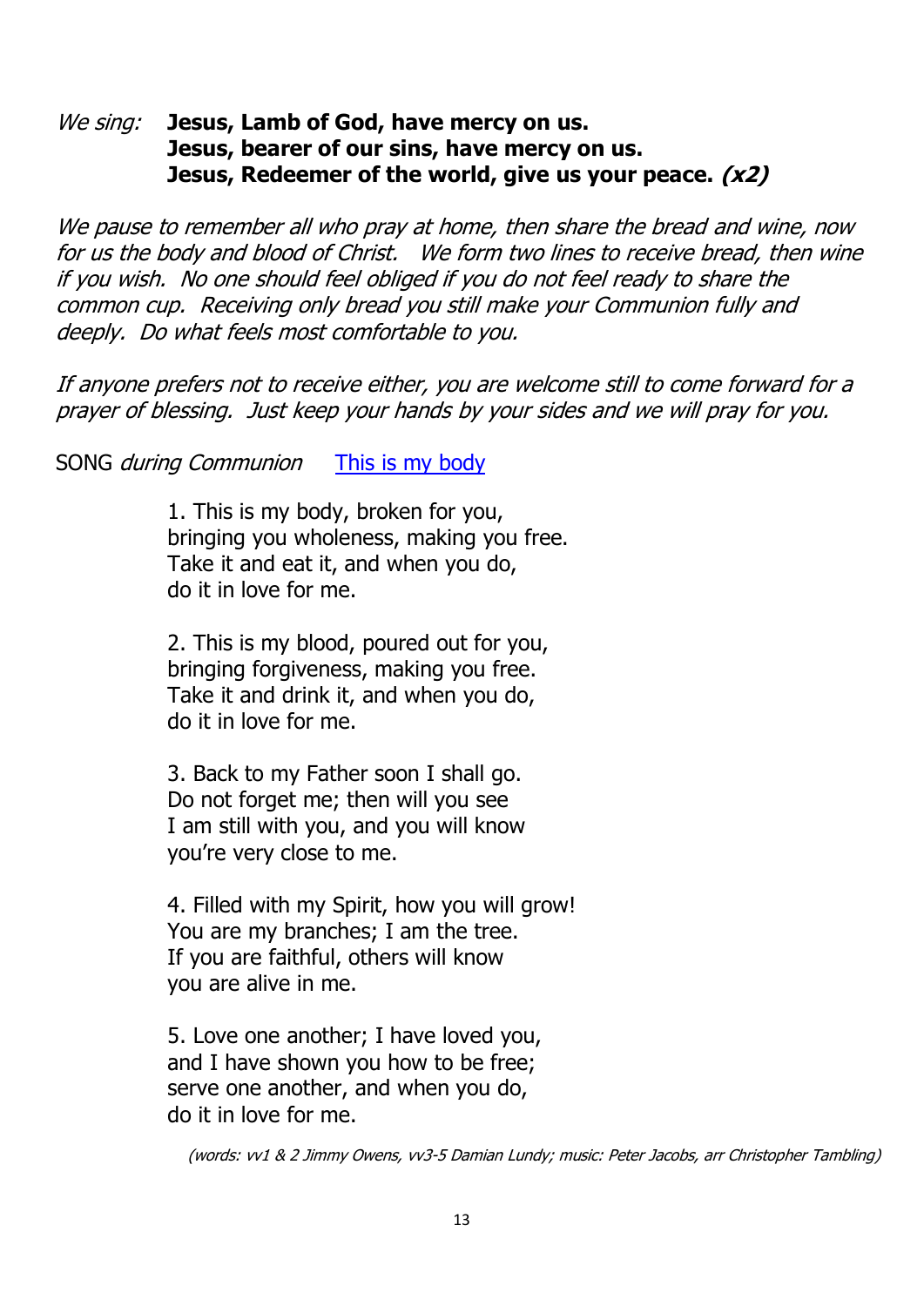*We sing:* **Jesus, Lamb of God, have mercy on us.**
**Jesus, bearer of our sins, have mercy on us.**
**Jesus, Redeemer of the world, give us your peace. *(x2)***

*We pause to remember all who pray at home, then share the bread and wine, now for us the body and blood of Christ. We form two lines to receive bread, then wine if you wish. No one should feel obliged if you do not feel ready to share the common cup. Receiving only bread you still make your Communion fully and deeply. Do what feels most comfortable to you.*

*If anyone prefers not to receive either, you are welcome still to come forward for a prayer of blessing. Just keep your hands by your sides and we will pray for you.*

SONG *during Communion* This is my body

1. This is my body, broken for you,
bringing you wholeness, making you free.
Take it and eat it, and when you do,
do it in love for me.

2. This is my blood, poured out for you,
bringing forgiveness, making you free.
Take it and drink it, and when you do,
do it in love for me.

3. Back to my Father soon I shall go.
Do not forget me; then will you see
I am still with you, and you will know
you're very close to me.

4. Filled with my Spirit, how you will grow!
You are my branches; I am the tree.
If you are faithful, others will know
you are alive in me.

5. Love one another; I have loved you,
and I have shown you how to be free;
serve one another, and when you do,
do it in love for me.

*(words: vv1 & 2 Jimmy Owens, vv3-5 Damian Lundy; music: Peter Jacobs, arr Christopher Tambling)*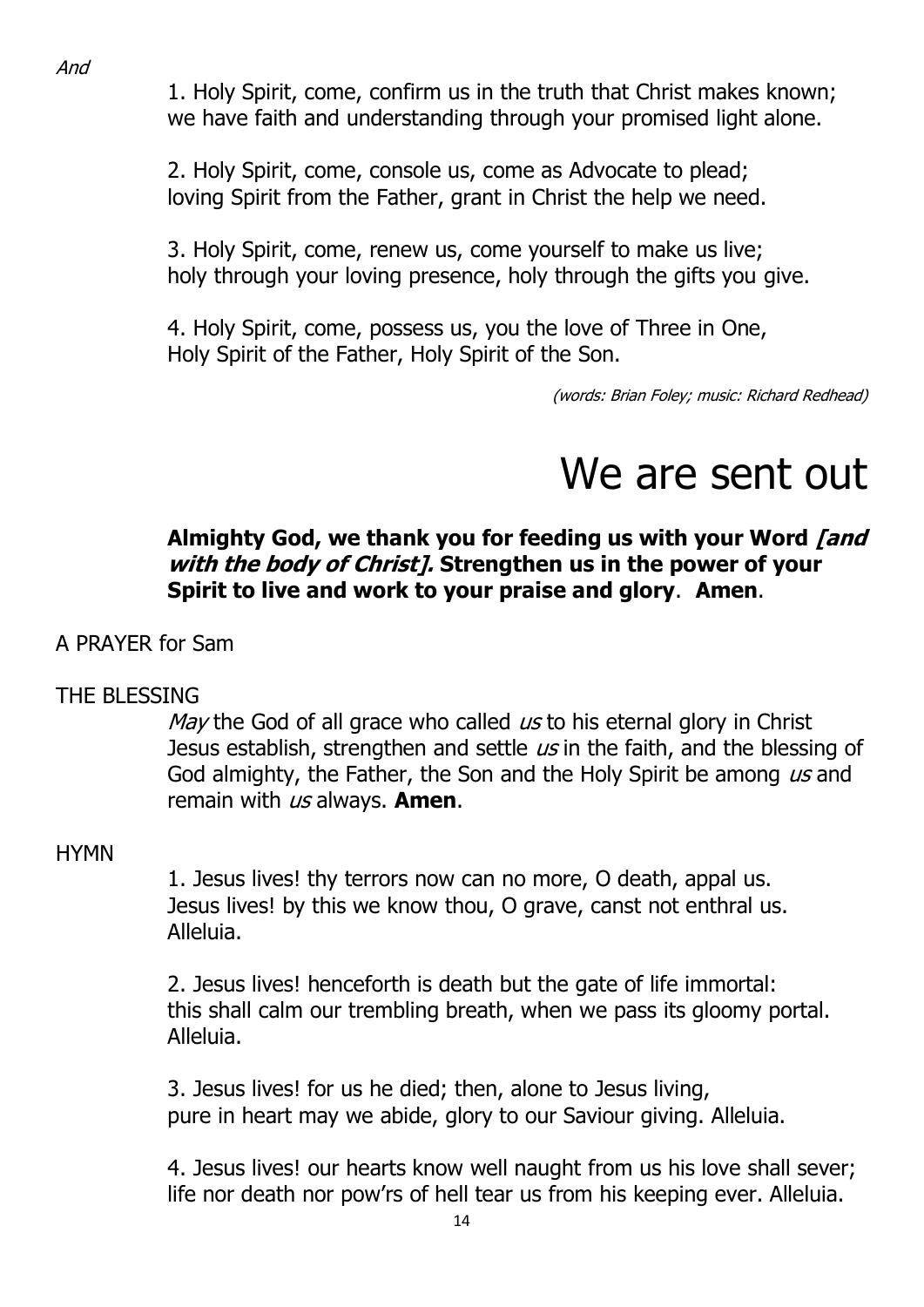*And*

1. Holy Spirit, come, confirm us in the truth that Christ makes known;
we have faith and understanding through your promised light alone.

2. Holy Spirit, come, console us, come as Advocate to plead;
loving Spirit from the Father, grant in Christ the help we need.

3. Holy Spirit, come, renew us, come yourself to make us live;
holy through your loving presence, holy through the gifts you give.

4. Holy Spirit, come, possess us, you the love of Three in One,
Holy Spirit of the Father, Holy Spirit of the Son.

*(words: Brian Foley; music: Richard Redhead)*

# We are sent out

**Almighty God, we thank you for feeding us with your Word *[and with the body of Christ].* Strengthen us in the power of your Spirit to live and work to your praise and glory**. **Amen**.

A PRAYER for Sam

THE BLESSING

*May* the God of all grace who called *us* to his eternal glory in Christ Jesus establish, strengthen and settle *us* in the faith, and the blessing of God almighty, the Father, the Son and the Holy Spirit be among *us* and remain with *us* always. **Amen**.

HYMN

1. Jesus lives! thy terrors now can no more, O death, appal us.
Jesus lives! by this we know thou, O grave, canst not enthral us.
Alleluia.

2. Jesus lives! henceforth is death but the gate of life immortal:
this shall calm our trembling breath, when we pass its gloomy portal.
Alleluia.

3. Jesus lives! for us he died; then, alone to Jesus living,
pure in heart may we abide, glory to our Saviour giving. Alleluia.

4. Jesus lives! our hearts know well naught from us his love shall sever;
life nor death nor pow'rs of hell tear us from his keeping ever. Alleluia.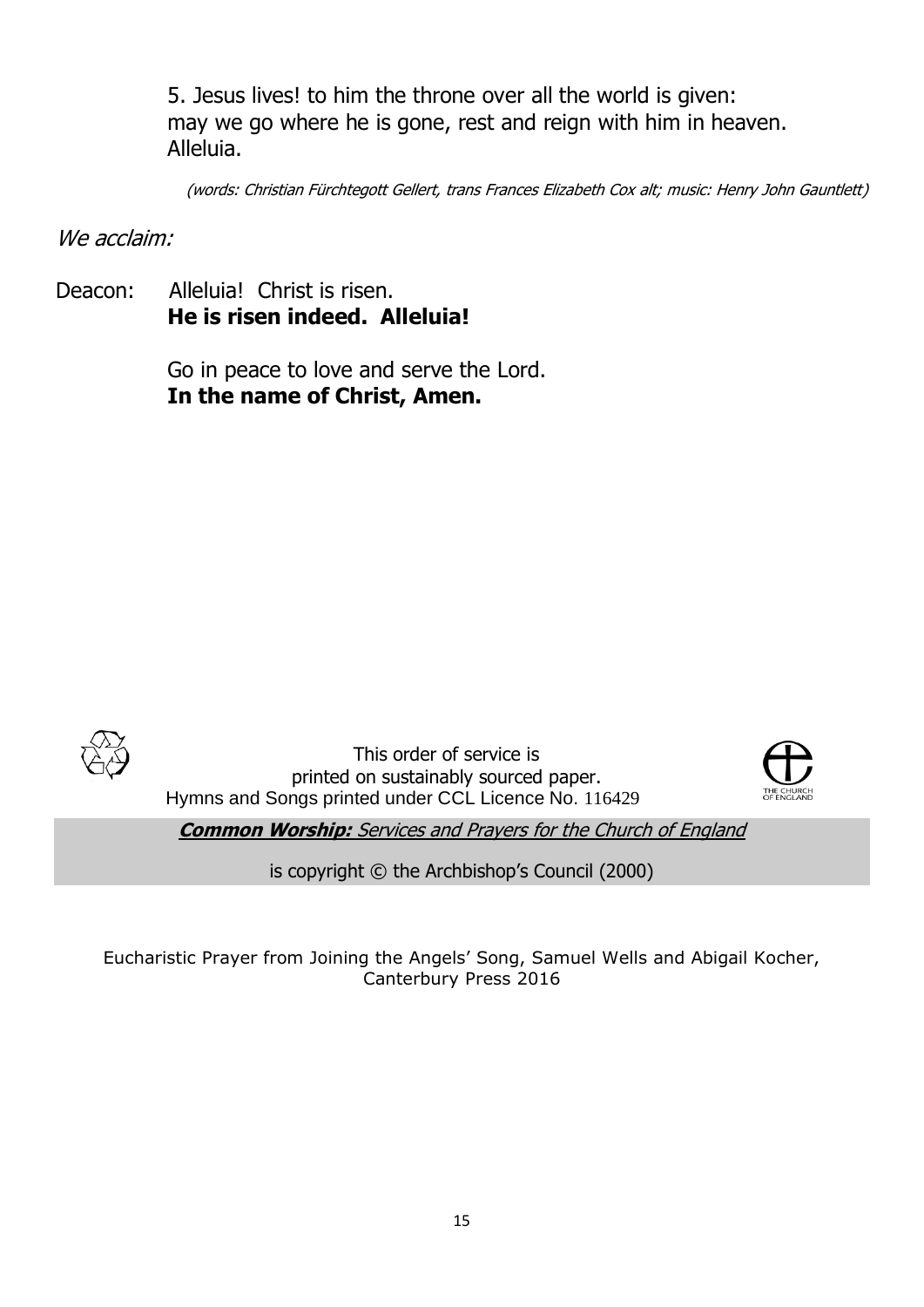5. Jesus lives! to him the throne over all the world is given:
may we go where he is gone, rest and reign with him in heaven.
Alleluia.

*(words: Christian Fürchtegott Gellert, trans Frances Elizabeth Cox alt; music: Henry John Gauntlett)*

*We acclaim:*

Deacon: Alleluia! Christ is risen.
**He is risen indeed. Alleluia!**

Go in peace to love and serve the Lord.
**In the name of Christ, Amen.**

This order of service is
printed on sustainably sourced paper.
Hymns and Songs printed under CCL Licence No. 116429

***Common Worship:*** *Services and Prayers for the Church of England*

is copyright © the Archbishop's Council (2000)

Eucharistic Prayer from Joining the Angels' Song, Samuel Wells and Abigail Kocher, Canterbury Press 2016